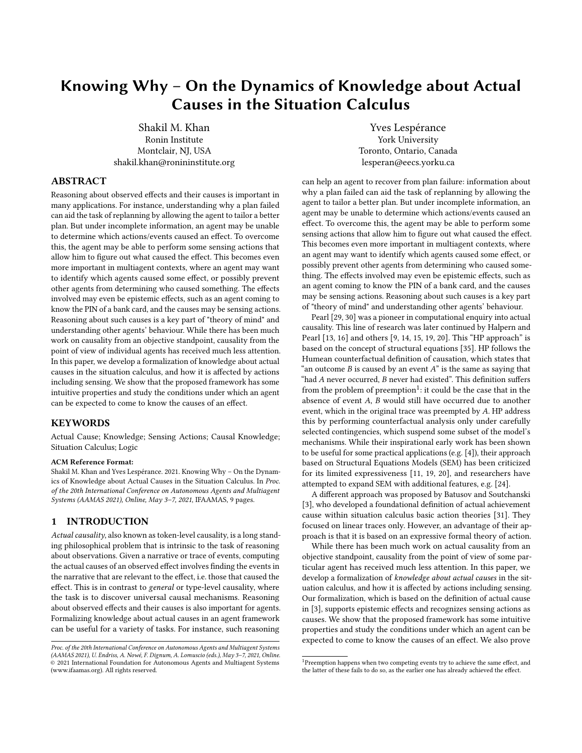# Knowing Why – On the Dynamics of Knowledge about Actual Causes in the Situation Calculus

Shakil M. Khan
Ronin Institute
Montclair, NJ, USA
shakil.khan@ronininstitute.org

Yves Lespérance
York University
Toronto, Ontario, Canada
lesperan@eecs.yorku.ca

## ABSTRACT

Reasoning about observed effects and their causes is important in many applications. For instance, understanding why a plan failed can aid the task of replanning by allowing the agent to tailor a better plan. But under incomplete information, an agent may be unable to determine which actions/events caused an effect. To overcome this, the agent may be able to perform some sensing actions that allow him to figure out what caused the effect. This becomes even more important in multiagent contexts, where an agent may want to identify which agents caused some effect, or possibly prevent other agents from determining who caused something. The effects involved may even be epistemic effects, such as an agent coming to know the PIN of a bank card, and the causes may be sensing actions. Reasoning about such causes is a key part of "theory of mind" and understanding other agents' behaviour. While there has been much work on causality from an objective standpoint, causality from the point of view of individual agents has received much less attention. In this paper, we develop a formalization of knowledge about actual causes in the situation calculus, and how it is affected by actions including sensing. We show that the proposed framework has some intuitive properties and study the conditions under which an agent can be expected to come to know the causes of an effect.

## KEYWORDS

Actual Cause; Knowledge; Sensing Actions; Causal Knowledge; Situation Calculus; Logic

**ACM Reference Format:**
Shakil M. Khan and Yves Lespérance. 2021. Knowing Why – On the Dynamics of Knowledge about Actual Causes in the Situation Calculus. In *Proc. of the 20th International Conference on Autonomous Agents and Multiagent Systems (AAMAS 2021), Online, May 3–7, 2021*, IFAAMAS, 9 pages.

## 1 INTRODUCTION

*Actual causality*, also known as token-level causality, is a long standing philosophical problem that is intrinsic to the task of reasoning about observations. Given a narrative or trace of events, computing the actual causes of an observed effect involves finding the events in the narrative that are relevant to the effect, i.e. those that caused the effect. This is in contrast to *general* or type-level causality, where the task is to discover universal causal mechanisms. Reasoning about observed effects and their causes is also important for agents. Formalizing knowledge about actual causes in an agent framework can be useful for a variety of tasks. For instance, such reasoning can help an agent to recover from plan failure: information about why a plan failed can aid the task of replanning by allowing the agent to tailor a better plan. But under incomplete information, an agent may be unable to determine which actions/events caused an effect. To overcome this, the agent may be able to perform some sensing actions that allow him to figure out what caused the effect. This becomes even more important in multiagent contexts, where an agent may want to identify which agents caused some effect, or possibly prevent other agents from determining who caused something. The effects involved may even be epistemic effects, such as an agent coming to know the PIN of a bank card, and the causes may be sensing actions. Reasoning about such causes is a key part of "theory of mind" and understanding other agents' behaviour.

Pearl [29, 30] was a pioneer in computational enquiry into actual causality. This line of research was later continued by Halpern and Pearl [13, 16] and others [9, 14, 15, 19, 20]. This "HP approach" is based on the concept of structural equations [35]. HP follows the Humean counterfactual definition of causation, which states that "an outcome *B* is caused by an event *A*" is the same as saying that "had *A* never occurred, *B* never had existed". This definition suffers from the problem of preemption[1]: it could be the case that in the absence of event *A*, *B* would still have occurred due to another event, which in the original trace was preempted by *A*. HP address this by performing counterfactual analysis only under carefully selected contingencies, which suspend some subset of the model's mechanisms. While their inspirational early work has been shown to be useful for some practical applications (e.g. [4]), their approach based on Structural Equations Models (SEM) has been criticized for its limited expressiveness [11, 19, 20], and researchers have attempted to expand SEM with additional features, e.g. [24].

A different approach was proposed by Batusov and Soutchanski [3], who developed a foundational definition of actual achievement cause within situation calculus basic action theories [31]. They focused on linear traces only. However, an advantage of their approach is that it is based on an expressive formal theory of action.

While there has been much work on actual causality from an objective standpoint, causality from the point of view of some particular agent has received much less attention. In this paper, we develop a formalization of *knowledge about actual causes* in the situation calculus, and how it is affected by actions including sensing. Our formalization, which is based on the definition of actual cause in [3], supports epistemic effects and recognizes sensing actions as causes. We show that the proposed framework has some intuitive properties and study the conditions under which an agent can be expected to come to know the causes of an effect. We also prove

[1] Preemption happens when two competing events try to achieve the same effect, and the latter of these fails to do so, as the earlier one has already achieved the effect.

*Proc. of the 20th International Conference on Autonomous Agents and Multiagent Systems (AAMAS 2021), U. Endriss, A. Nowé, F. Dignum, A. Lomuscio (eds.), May 3–7, 2021, Online.* © 2021 International Foundation for Autonomous Agents and Multiagent Systems (www.ifaamas.org). All rights reserved.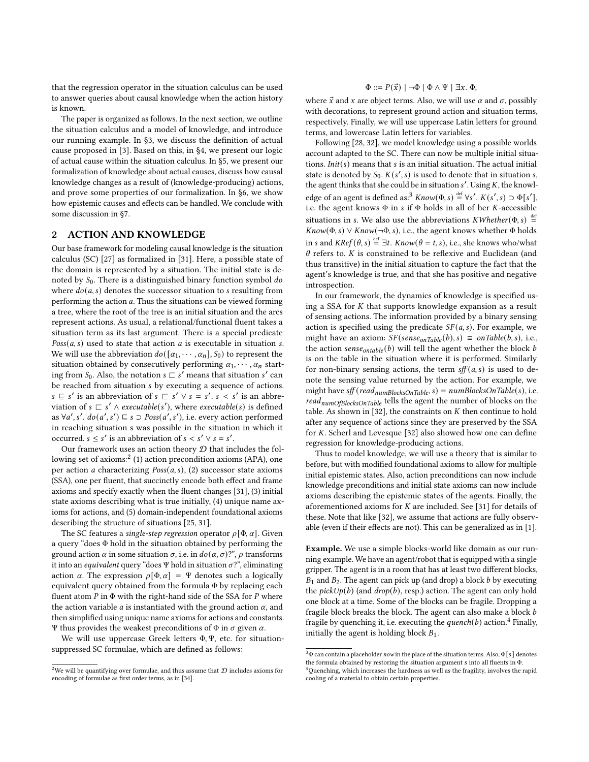that the regression operator in the situation calculus can be used to answer queries about causal knowledge when the action history is known.

The paper is organized as follows. In the next section, we outline the situation calculus and a model of knowledge, and introduce our running example. In §3, we discuss the definition of actual cause proposed in [3]. Based on this, in §4, we present our logic of actual cause within the situation calculus. In §5, we present our formalization of knowledge about actual causes, discuss how causal knowledge changes as a result of (knowledge-producing) actions, and prove some properties of our formalization. In §6, we show how epistemic causes and effects can be handled. We conclude with some discussion in §7.

## 2 ACTION AND KNOWLEDGE

Our base framework for modeling causal knowledge is the situation calculus (SC) [27] as formalized in [31]. Here, a possible state of the domain is represented by a situation. The initial state is denoted by $S_0$. There is a distinguished binary function symbol $do$ where $do(a, s)$ denotes the successor situation to $s$ resulting from performing the action $a$. Thus the situations can be viewed forming a tree, where the root of the tree is an initial situation and the arcs represent actions. As usual, a relational/functional fluent takes a situation term as its last argument. There is a special predicate $Poss(a, s)$ used to state that action $a$ is executable in situation $s$. We will use the abbreviation $do([\alpha_1, \cdots, \alpha_n], S_0)$ to represent the situation obtained by consecutively performing $\alpha_1, \cdots, \alpha_n$ starting from $S_0$. Also, the notation $s \sqsubset s'$ means that situation $s'$ can be reached from situation $s$ by executing a sequence of actions. $s \sqsubseteq s'$ is an abbreviation of $s \sqsubset s' \lor s = s'$. $s < s'$ is an abbreviation of $s \sqsubset s' \land executable(s')$, where $executable(s)$ is defined as $\forall a', s'.\ do(a', s') \sqsubseteq s \supset Poss(a', s')$, i.e. every action performed in reaching situation s was possible in the situation in which it occurred. $s \leq s'$ is an abbreviation of $s < s' \lor s = s'$.

Our framework uses an action theory $\mathcal{D}$ that includes the following set of axioms:[2] (1) action precondition axioms (APA), one per action $a$ characterizing $Poss(a, s)$, (2) successor state axioms (SSA), one per fluent, that succinctly encode both effect and frame axioms and specify exactly when the fluent changes [31], (3) initial state axioms describing what is true initially, (4) unique name axioms for actions, and (5) domain-independent foundational axioms describing the structure of situations [25, 31].

The SC features a *single-step regression* operator $\rho[\Phi, \alpha]$. Given a query "does $\Phi$ hold in the situation obtained by performing the ground action $\alpha$ in some situation $\sigma$, i.e. in $do(\alpha, \sigma)$?", $\rho$ transforms it into an *equivalent* query "does $\Psi$ hold in situation $\sigma$?", eliminating action $\alpha$. The expression $\rho[\Phi, \alpha] = \Psi$ denotes such a logically equivalent query obtained from the formula $\Phi$ by replacing each fluent atom $P$ in $\Phi$ with the right-hand side of the SSA for $P$ where the action variable $a$ is instantiated with the ground action $\alpha$, and then simplified using unique name axioms for actions and constants. $\Psi$ thus provides the weakest preconditions of $\Phi$ in $\sigma$ given $\alpha$.

We will use uppercase Greek letters $\Phi, \Psi$, etc. for situation-suppressed SC formulae, which are defined as follows:

$$\Phi ::= P(\vec{x}) \mid \neg\Phi \mid \Phi \land \Psi \mid \exists x.\ \Phi,$$

where $\vec{x}$ and $x$ are object terms. Also, we will use $\alpha$ and $\sigma$, possibly with decorations, to represent ground action and situation terms, respectively. Finally, we will use uppercase Latin letters for ground terms, and lowercase Latin letters for variables.

Following [28, 32], we model knowledge using a possible worlds account adapted to the SC. There can now be multiple initial situations. $Init(s)$ means that $s$ is an initial situation. The actual initial state is denoted by $S_0$. $K(s', s)$ is used to denote that in situation $s$, the agent thinks that she could be in situation $s'$. Using $K$, the knowledge of an agent is defined as:[3] $Know(\Phi, s) \stackrel{\text{def}}{=} \forall s'.\ K(s', s) \supset \Phi[s']$, i.e. the agent knows $\Phi$ in $s$ if $\Phi$ holds in all of her $K$-accessible situations in $s$. We also use the abbreviations $KWhether(\Phi, s) \stackrel{\text{def}}{=} Know(\Phi, s) \lor Know(\neg\Phi, s)$, i.e., the agent knows whether $\Phi$ holds in $s$ and $KRef(\theta, s) \stackrel{\text{def}}{=} \exists t.\ Know(\theta = t, s)$, i.e., she knows who/what $\theta$ refers to. $K$ is constrained to be reflexive and Euclidean (and thus transitive) in the initial situation to capture the fact that the agent's knowledge is true, and that she has positive and negative introspection.

In our framework, the dynamics of knowledge is specified using a SSA for $K$ that supports knowledge expansion as a result of sensing actions. The information provided by a binary sensing action is specified using the predicate $SF(a, s)$. For example, we might have an axiom: $SF(sense_{onTable}(b), s) \equiv onTable(b, s)$, i.e., the action $sense_{ontable}(b)$ will tell the agent whether the block $b$ is on the table in the situation where it is performed. Similarly for non-binary sensing actions, the term $sff(a, s)$ is used to denote the sensing value returned by the action. For example, we might have $sff(read_{numBlocksOnTable}, s) = numBlocksOnTable(s)$, i.e. $read_{numOfBlocksOnTable}$ tells the agent the number of blocks on the table. As shown in [32], the constraints on $K$ then continue to hold after any sequence of actions since they are preserved by the SSA for $K$. Scherl and Levesque [32] also showed how one can define regression for knowledge-producing actions.

Thus to model knowledge, we will use a theory that is similar to before, but with modified foundational axioms to allow for multiple initial epistemic states. Also, action preconditions can now include knowledge preconditions and initial state axioms can now include axioms describing the epistemic states of the agents. Finally, the aforementioned axioms for $K$ are included. See [31] for details of these. Note that like [32], we assume that actions are fully observable (even if their effects are not). This can be generalized as in [1].

**Example.** We use a simple blocks-world like domain as our running example. We have an agent/robot that is equipped with a single gripper. The agent is in a room that has at least two different blocks, $B_1$ and $B_2$. The agent can pick up (and drop) a block $b$ by executing the $pickUp(b)$ (and $drop(b)$, resp.) action. The agent can only hold one block at a time. Some of the blocks can be fragile. Dropping a fragile block breaks the block. The agent can also make a block $b$ fragile by quenching it, i.e. executing the $quench(b)$ action.[4] Finally, initially the agent is holding block $B_1$.

---

[2] We will be quantifying over formulae, and thus assume that $\mathcal{D}$ includes axioms for encoding of formulae as first order terms, as in [34].

[3] $\Phi$ can contain a placeholder *now* in the place of the situation terms. Also, $\Phi[s]$ denotes the formula obtained by restoring the situation argument $s$ into all fluents in $\Phi$.

[4] Quenching, which increases the hardness as well as the fragility, involves the rapid cooling of a material to obtain certain properties.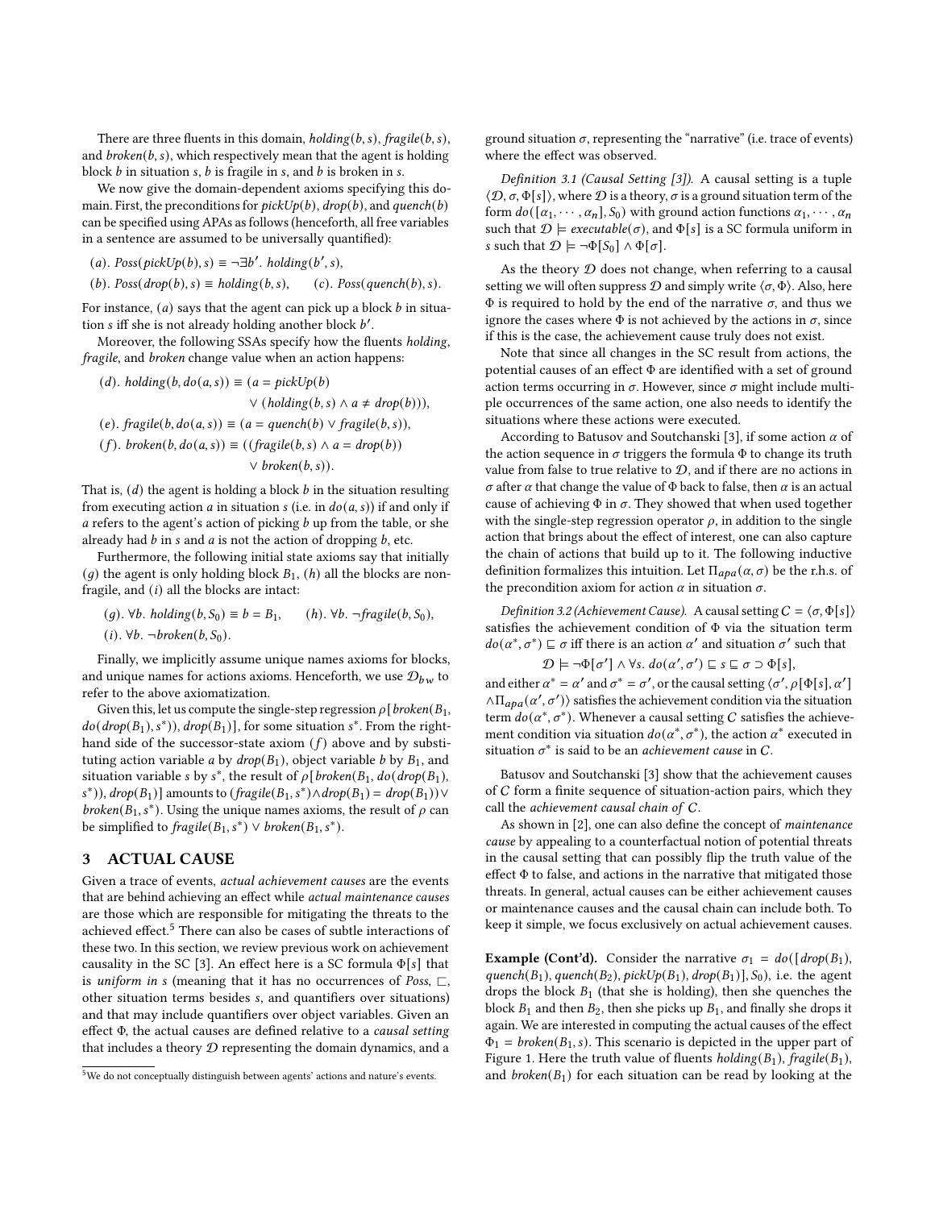There are three fluents in this domain, $holding(b, s)$, $fragile(b, s)$, and $broken(b, s)$, which respectively mean that the agent is holding block $b$ in situation $s$, $b$ is fragile in $s$, and $b$ is broken in $s$.

We now give the domain-dependent axioms specifying this domain. First, the preconditions for $pickUp(b)$, $drop(b)$, and $quench(b)$ can be specified using APAs as follows (henceforth, all free variables in a sentence are assumed to be universally quantified):

$(a)$. $Poss(pickUp(b), s) \equiv \neg\exists b'.\ holding(b', s)$,

$(b)$. $Poss(drop(b), s) \equiv holding(b, s)$, $\quad (c)$. $Poss(quench(b), s)$.

For instance, $(a)$ says that the agent can pick up a block $b$ in situation $s$ iff she is not already holding another block $b'$.

Moreover, the following SSAs specify how the fluents *holding*, *fragile*, and *broken* change value when an action happens:

$$(d).\ holding(b, do(a, s)) \equiv (a = pickUp(b) \vee (holding(b, s) \wedge a \neq drop(b))),$$

$$(e).\ fragile(b, do(a, s)) \equiv (a = quench(b) \vee fragile(b, s)),$$

$$(f).\ broken(b, do(a, s)) \equiv ((fragile(b, s) \wedge a = drop(b)) \vee broken(b, s)).$$

That is, $(d)$ the agent is holding a block $b$ in the situation resulting from executing action $a$ in situation $s$ (i.e. in $do(a, s)$) if and only if $a$ refers to the agent's action of picking $b$ up from the table, or she already had $b$ in $s$ and $a$ is not the action of dropping $b$, etc.

Furthermore, the following initial state axioms say that initially $(g)$ the agent is only holding block $B_1$, $(h)$ all the blocks are non-fragile, and $(i)$ all the blocks are intact:

$(g)$. $\forall b.\ holding(b, S_0) \equiv b = B_1$, $\quad (h)$. $\forall b.\ \neg fragile(b, S_0)$,

$(i)$. $\forall b.\ \neg broken(b, S_0)$.

Finally, we implicitly assume unique names axioms for blocks, and unique names for actions axioms. Henceforth, we use $\mathcal{D}_{bw}$ to refer to the above axiomatization.

Given this, let us compute the single-step regression $\rho[broken(B_1, do(drop(B_1), s^*)), drop(B_1)]$, for some situation $s^*$. From the right-hand side of the successor-state axiom $(f)$ above and by substituting action variable $a$ by $drop(B_1)$, object variable $b$ by $B_1$, and situation variable $s$ by $s^*$, the result of $\rho[broken(B_1, do(drop(B_1), s^*)), drop(B_1)]$ amounts to $(fragile(B_1, s^*) \wedge drop(B_1) = drop(B_1)) \vee broken(B_1, s^*)$. Using the unique names axioms, the result of $\rho$ can be simplified to $fragile(B_1, s^*) \vee broken(B_1, s^*)$.

## 3 ACTUAL CAUSE

Given a trace of events, *actual achievement causes* are the events that are behind achieving an effect while *actual maintenance causes* are those which are responsible for mitigating the threats to the achieved effect.[5] There can also be cases of subtle interactions of these two. In this section, we review previous work on achievement causality in the SC [3]. An effect here is a SC formula $\Phi[s]$ that is *uniform in s* (meaning that it has no occurrences of *Poss*, $\sqsubset$, other situation terms besides $s$, and quantifiers over situations) and that may include quantifiers over object variables. Given an effect $\Phi$, the actual causes are defined relative to a *causal setting* that includes a theory $\mathcal{D}$ representing the domain dynamics, and a ground situation $\sigma$, representing the "narrative" (i.e. trace of events) where the effect was observed.

[5]We do not conceptually distinguish between agents' actions and nature's events.

*Definition 3.1 (Causal Setting [3]).* A causal setting is a tuple $\langle \mathcal{D}, \sigma, \Phi[s] \rangle$, where $\mathcal{D}$ is a theory, $\sigma$ is a ground situation term of the form $do([\alpha_1, \cdots, \alpha_n], S_0)$ with ground action functions $\alpha_1, \cdots, \alpha_n$ such that $\mathcal{D} \models executable(\sigma)$, and $\Phi[s]$ is a SC formula uniform in $s$ such that $\mathcal{D} \models \neg\Phi[S_0] \wedge \Phi[\sigma]$.

As the theory $\mathcal{D}$ does not change, when referring to a causal setting we will often suppress $\mathcal{D}$ and simply write $\langle \sigma, \Phi \rangle$. Also, here $\Phi$ is required to hold by the end of the narrative $\sigma$, and thus we ignore the cases where $\Phi$ is not achieved by the actions in $\sigma$, since if this is the case, the achievement cause truly does not exist.

Note that since all changes in the SC result from actions, the potential causes of an effect $\Phi$ are identified with a set of ground action terms occurring in $\sigma$. However, since $\sigma$ might include multiple occurrences of the same action, one also needs to identify the situations where these actions were executed.

According to Batusov and Soutchanski [3], if some action $\alpha$ of the action sequence in $\sigma$ triggers the formula $\Phi$ to change its truth value from false to true relative to $\mathcal{D}$, and if there are no actions in $\sigma$ after $\alpha$ that change the value of $\Phi$ back to false, then $\alpha$ is an actual cause of achieving $\Phi$ in $\sigma$. They showed that when used together with the single-step regression operator $\rho$, in addition to the single action that brings about the effect of interest, one can also capture the chain of actions that build up to it. The following inductive definition formalizes this intuition. Let $\Pi_{apa}(\alpha, \sigma)$ be the r.h.s. of the precondition axiom for action $\alpha$ in situation $\sigma$.

*Definition 3.2 (Achievement Cause).* A causal setting $C = \langle \sigma, \Phi[s] \rangle$ satisfies the achievement condition of $\Phi$ via the situation term $do(\alpha^*, \sigma^*) \sqsubseteq \sigma$ iff there is an action $\alpha'$ and situation $\sigma'$ such that

$$\mathcal{D} \models \neg\Phi[\sigma'] \wedge \forall s.\ do(\alpha', \sigma') \sqsubseteq s \sqsubseteq \sigma \supset \Phi[s],$$

and either $\alpha^* = \alpha'$ and $\sigma^* = \sigma'$, or the causal setting $\langle \sigma', \rho[\Phi[s], \alpha'] \wedge \Pi_{apa}(\alpha', \sigma') \rangle$ satisfies the achievement condition via the situation term $do(\alpha^*, \sigma^*)$. Whenever a causal setting $C$ satisfies the achievement condition via situation $do(\alpha^*, \sigma^*)$, the action $\alpha^*$ executed in situation $\sigma^*$ is said to be an *achievement cause* in $C$.

Batusov and Soutchanski [3] show that the achievement causes of $C$ form a finite sequence of situation-action pairs, which they call the *achievement causal chain of C*.

As shown in [2], one can also define the concept of *maintenance cause* by appealing to a counterfactual notion of potential threats in the causal setting that can possibly flip the truth value of the effect $\Phi$ to false, and actions in the narrative that mitigated those threats. In general, actual causes can be either achievement causes or maintenance causes and the causal chain can include both. To keep it simple, we focus exclusively on actual achievement causes.

**Example (Cont'd).** Consider the narrative $\sigma_1 = do([drop(B_1), quench(B_1), quench(B_2), pickUp(B_1), drop(B_1)], S_0)$, i.e. the agent drops the block $B_1$ (that she is holding), then she quenches the block $B_1$ and then $B_2$, then she picks up $B_1$, and finally she drops it again. We are interested in computing the actual causes of the effect $\Phi_1 = broken(B_1, s)$. This scenario is depicted in the upper part of Figure 1. Here the truth value of fluents $holding(B_1)$, $fragile(B_1)$, and $broken(B_1)$ for each situation can be read by looking at the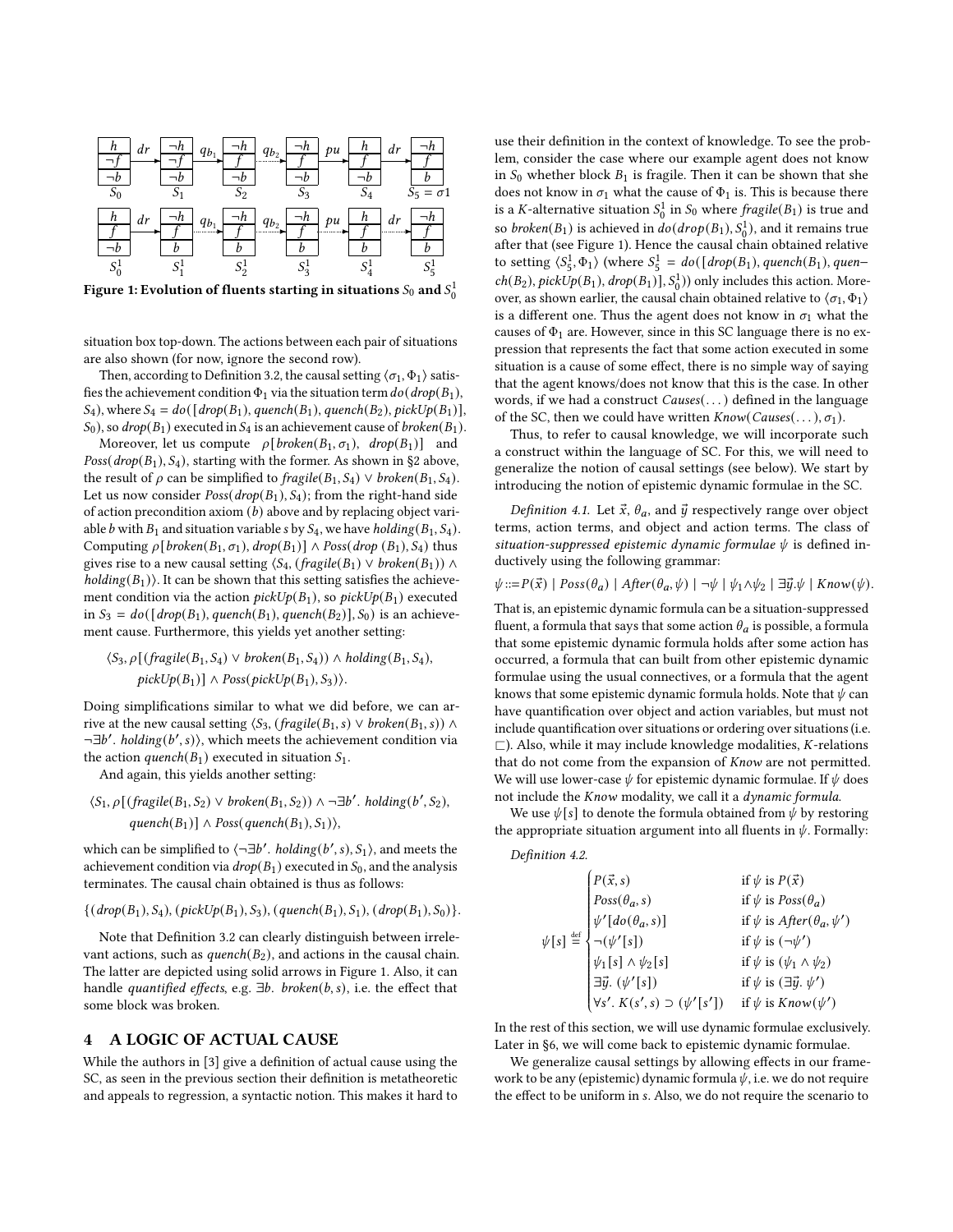Figure 1: Evolution of fluents starting in situations $S_0$ and $S_0^1$

situation box top-down. The actions between each pair of situations are also shown (for now, ignore the second row).

Then, according to Definition 3.2, the causal setting $\langle \sigma_1, \Phi_1 \rangle$ satisfies the achievement condition $\Phi_1$ via the situation term $do(drop(B_1), S_4)$, where $S_4 = do([drop(B_1), quench(B_1), quench(B_2), pickUp(B_1)], S_0)$, so $drop(B_1)$ executed in $S_4$ is an achievement cause of $broken(B_1)$.

Moreover, let us compute $\rho[broken(B_1, \sigma_1),\ drop(B_1)]$ and $Poss(drop(B_1), S_4)$, starting with the former. As shown in §2 above, the result of $\rho$ can be simplified to $fragile(B_1, S_4) \lor broken(B_1, S_4)$. Let us now consider $Poss(drop(B_1), S_4)$; from the right-hand side of action precondition axiom (b) above and by replacing object variable $b$ with $B_1$ and situation variable $s$ by $S_4$, we have $holding(B_1, S_4)$. Computing $\rho[broken(B_1, \sigma_1), drop(B_1)] \land Poss(drop\ (B_1), S_4)$ thus gives rise to a new causal setting $\langle S_4, (fragile(B_1) \lor broken(B_1)) \land holding(B_1) \rangle$. It can be shown that this setting satisfies the achievement condition via the action $pickUp(B_1)$, so $pickUp(B_1)$ executed in $S_3 = do([drop(B_1), quench(B_1), quench(B_2)], S_0)$ is an achievement cause. Furthermore, this yields yet another setting:

$$\langle S_3, \rho[(fragile(B_1, S_4) \lor broken(B_1, S_4)) \land holding(B_1, S_4), pickUp(B_1)] \land Poss(pickUp(B_1), S_3) \rangle.$$

Doing simplifications similar to what we did before, we can arrive at the new causal setting $\langle S_3, (fragile(B_1, s) \lor broken(B_1, s)) \land \neg\exists b'.\ holding(b', s) \rangle$, which meets the achievement condition via the action $quench(B_1)$ executed in situation $S_1$.

And again, this yields another setting:

$$\langle S_1, \rho[(fragile(B_1, S_2) \lor broken(B_1, S_2)) \land \neg\exists b'.\ holding(b', S_2), quench(B_1)] \land Poss(quench(B_1), S_1) \rangle,$$

which can be simplified to $\langle \neg\exists b'.\ holding(b', s), S_1 \rangle$, and meets the achievement condition via $drop(B_1)$ executed in $S_0$, and the analysis terminates. The causal chain obtained is thus as follows:

$$\{(drop(B_1), S_4), (pickUp(B_1), S_3), (quench(B_1), S_1), (drop(B_1), S_0)\}.$$

Note that Definition 3.2 can clearly distinguish between irrelevant actions, such as $quench(B_2)$, and actions in the causal chain. The latter are depicted using solid arrows in Figure 1. Also, it can handle *quantified effects*, e.g. $\exists b.\ broken(b, s)$, i.e. the effect that some block was broken.

## 4 A LOGIC OF ACTUAL CAUSE

While the authors in [3] give a definition of actual cause using the SC, as seen in the previous section their definition is metatheoretic and appeals to regression, a syntactic notion. This makes it hard to use their definition in the context of knowledge. To see the problem, consider the case where our example agent does not know in $S_0$ whether block $B_1$ is fragile. Then it can be shown that she does not know in $\sigma_1$ what the cause of $\Phi_1$ is. This is because there is a $K$-alternative situation $S_0^1$ in $S_0$ where $fragile(B_1)$ is true and so $broken(B_1)$ is achieved in $do(drop(B_1), S_0^1)$, and it remains true after that (see Figure 1). Hence the causal chain obtained relative to setting $\langle S_5^1, \Phi_1 \rangle$ (where $S_5^1 = do([drop(B_1), quench(B_1), quench(B_2), pickUp(B_1), drop(B_1)], S_0^1)$) only includes this action. Moreover, as shown earlier, the causal chain obtained relative to $\langle \sigma_1, \Phi_1 \rangle$ is a different one. Thus the agent does not know in $\sigma_1$ what the causes of $\Phi_1$ are. However, since in this SC language there is no expression that represents the fact that some action executed in some situation is a cause of some effect, there is no simple way of saying that the agent knows/does not know that this is the case. In other words, if we had a construct $Causes(\dots)$ defined in the language of the SC, then we could have written $Know(Causes(\dots), \sigma_1)$.

Thus, to refer to causal knowledge, we will incorporate such a construct within the language of SC. For this, we will need to generalize the notion of causal settings (see below). We start by introducing the notion of epistemic dynamic formulae in the SC.

*Definition 4.1.* Let $\vec{x}$, $\theta_a$, and $\vec{y}$ respectively range over object terms, action terms, and object and action terms. The class of *situation-suppressed epistemic dynamic formulae* $\psi$ is defined inductively using the following grammar:

$$\psi ::= P(\vec{x}) \mid Poss(\theta_a) \mid After(\theta_a, \psi) \mid \neg\psi \mid \psi_1 \land \psi_2 \mid \exists\vec{y}.\psi \mid Know(\psi).$$

That is, an epistemic dynamic formula can be a situation-suppressed fluent, a formula that says that some action $\theta_a$ is possible, a formula that some epistemic dynamic formula holds after some action has occurred, a formula that can built from other epistemic dynamic formulae using the usual connectives, or a formula that the agent knows that some epistemic dynamic formula holds. Note that $\psi$ can have quantification over object and action variables, but must not include quantification over situations or ordering over situations (i.e. $\sqsubset$). Also, while it may include knowledge modalities, $K$-relations that do not come from the expansion of $Know$ are not permitted. We will use lower-case $\psi$ for epistemic dynamic formulae. If $\psi$ does not include the $Know$ modality, we call it a *dynamic formula*.

We use $\psi[s]$ to denote the formula obtained from $\psi$ by restoring the appropriate situation argument into all fluents in $\psi$. Formally:

*Definition 4.2.*

$$\psi[s] \stackrel{\text{def}}{=} \begin{cases} P(\vec{x}, s) & \text{if } \psi \text{ is } P(\vec{x}) \\ Poss(\theta_a, s) & \text{if } \psi \text{ is } Poss(\theta_a) \\ \psi'[do(\theta_a, s)] & \text{if } \psi \text{ is } After(\theta_a, \psi') \\ \neg(\psi'[s]) & \text{if } \psi \text{ is } (\neg\psi') \\ \psi_1[s] \land \psi_2[s] & \text{if } \psi \text{ is } (\psi_1 \land \psi_2) \\ \exists\vec{y}.\ (\psi'[s]) & \text{if } \psi \text{ is } (\exists\vec{y}.\ \psi') \\ \forall s'.\ K(s', s) \supset (\psi'[s']) & \text{if } \psi \text{ is } Know(\psi') \end{cases}$$

In the rest of this section, we will use dynamic formulae exclusively. Later in §6, we will come back to epistemic dynamic formulae.

We generalize causal settings by allowing effects in our framework to be any (epistemic) dynamic formula $\psi$, i.e. we do not require the effect to be uniform in $s$. Also, we do not require the scenario to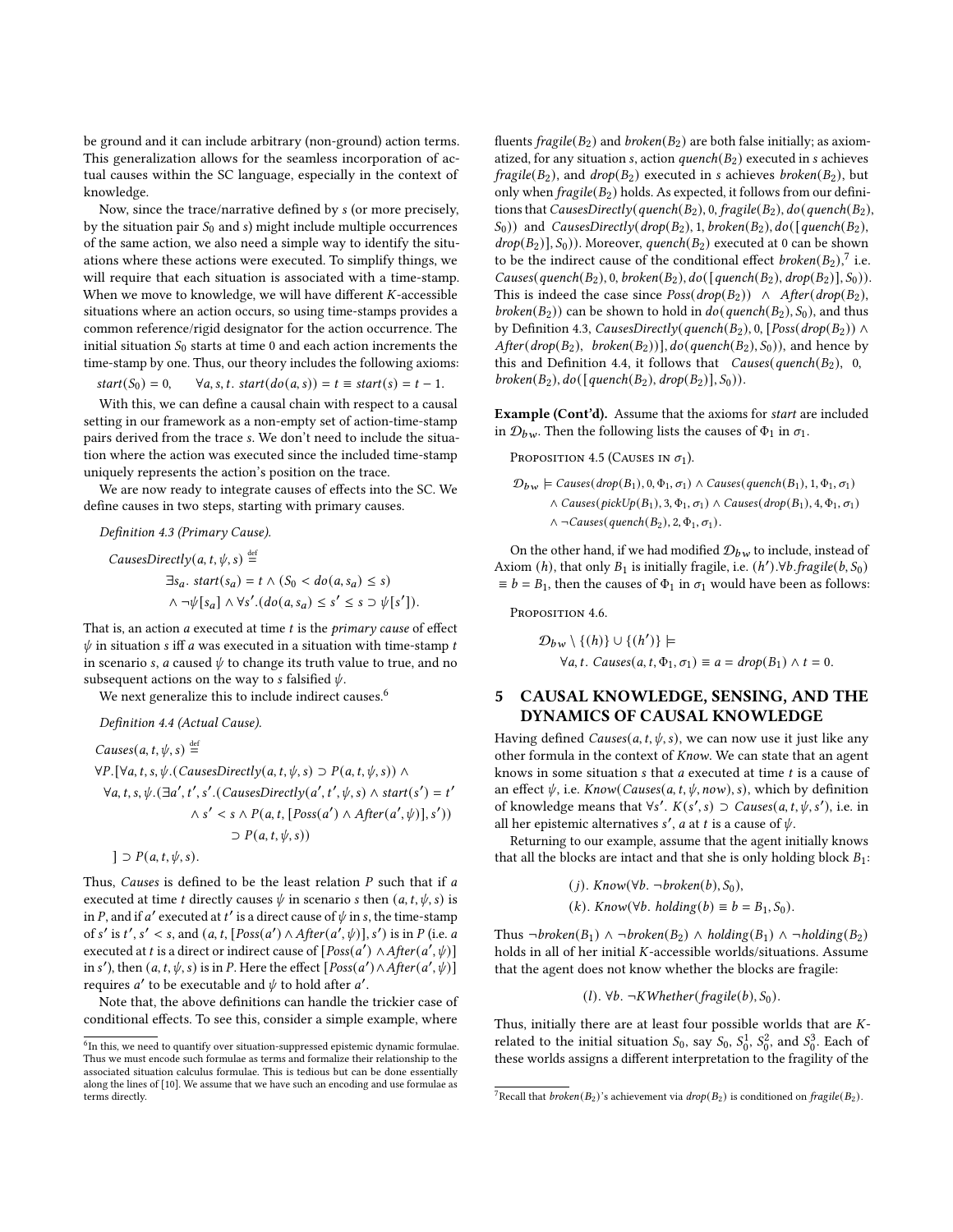be ground and it can include arbitrary (non-ground) action terms. This generalization allows for the seamless incorporation of actual causes within the SC language, especially in the context of knowledge.

Now, since the trace/narrative defined by $s$ (or more precisely, by the situation pair $S_0$ and $s$) might include multiple occurrences of the same action, we also need a simple way to identify the situations where these actions were executed. To simplify things, we will require that each situation is associated with a time-stamp. When we move to knowledge, we will have different $K$-accessible situations where an action occurs, so using time-stamps provides a common reference/rigid designator for the action occurrence. The initial situation $S_0$ starts at time 0 and each action increments the time-stamp by one. Thus, our theory includes the following axioms:

$$start(S_0) = 0, \qquad \forall a, s, t.\ start(do(a, s)) = t \equiv start(s) = t - 1.$$

With this, we can define a causal chain with respect to a causal setting in our framework as a non-empty set of action-time-stamp pairs derived from the trace $s$. We don't need to include the situation where the action was executed since the included time-stamp uniquely represents the action's position on the trace.

We are now ready to integrate causes of effects into the SC. We define causes in two steps, starting with primary causes.

*Definition 4.3 (Primary Cause).*

$$\begin{aligned}
CausesDirectly(a, t, \psi, s) \stackrel{\text{def}}{=}\ & \\
\exists s_a.\ & start(s_a) = t \wedge (S_0 < do(a, s_a) \leq s) \\
& \wedge \neg\psi[s_a] \wedge \forall s'.(do(a, s_a) \leq s' \leq s \supset \psi[s']).
\end{aligned}$$

That is, an action $a$ executed at time $t$ is the *primary cause* of effect $\psi$ in situation $s$ iff $a$ was executed in a situation with time-stamp $t$ in scenario $s$, $a$ caused $\psi$ to change its truth value to true, and no subsequent actions on the way to $s$ falsified $\psi$.

We next generalize this to include indirect causes.[6]

*Definition 4.4 (Actual Cause).*

$$\begin{aligned}
& Causes(a, t, \psi, s) \stackrel{\text{def}}{=} \\
& \forall P.[\forall a, t, s, \psi.(CausesDirectly(a, t, \psi, s) \supset P(a, t, \psi, s)) \wedge \\
& \quad \forall a, t, s, \psi.(\exists a', t', s'.(CausesDirectly(a', t', \psi, s) \wedge start(s') = t' \\
& \qquad\qquad \wedge s' < s \wedge P(a, t, [Poss(a') \wedge After(a', \psi)], s')) \\
& \qquad\qquad\qquad \supset P(a, t, \psi, s)) \\
& \quad ] \supset P(a, t, \psi, s).
\end{aligned}$$

Thus, *Causes* is defined to be the least relation $P$ such that if $a$ executed at time $t$ directly causes $\psi$ in scenario $s$ then $(a, t, \psi, s)$ is in $P$, and if $a'$ executed at $t'$ is a direct cause of $\psi$ in $s$, the time-stamp of $s'$ is $t'$, $s' < s$, and $(a, t, [Poss(a') \wedge After(a', \psi)], s')$ is in $P$ (i.e. $a$ executed at $t$ is a direct or indirect cause of $[Poss(a') \wedge After(a', \psi)]$ in $s'$), then $(a, t, \psi, s)$ is in $P$. Here the effect $[Poss(a') \wedge After(a', \psi)]$ requires $a'$ to be executable and $\psi$ to hold after $a'$.

Note that, the above definitions can handle the trickier case of conditional effects. To see this, consider a simple example, where fluents $fragile(B_2)$ and $broken(B_2)$ are both false initially; as axiomatized, for any situation $s$, action $quench(B_2)$ executed in $s$ achieves $fragile(B_2)$, and $drop(B_2)$ executed in $s$ achieves $broken(B_2)$, but only when $fragile(B_2)$ holds. As expected, it follows from our definitions that $CausesDirectly(quench(B_2), 0, fragile(B_2), do(quench(B_2), S_0))$ and $CausesDirectly(drop(B_2), 1, broken(B_2), do([quench(B_2), drop(B_2)], S_0))$. Moreover, $quench(B_2)$ executed at 0 can be shown to be the indirect cause of the conditional effect $broken(B_2)$,[7] i.e. $Causes(quench(B_2), 0, broken(B_2), do([quench(B_2), drop(B_2)], S_0))$. This is indeed the case since $Poss(drop(B_2)) \wedge After(drop(B_2), broken(B_2))$ can be shown to hold in $do(quench(B_2), S_0)$, and thus by Definition 4.3, $CausesDirectly(quench(B_2), 0, [Poss(drop(B_2)) \wedge After(drop(B_2), broken(B_2))], do(quench(B_2), S_0))$, and hence by this and Definition 4.4, it follows that $Causes(quench(B_2), 0, broken(B_2), do([quench(B_2), drop(B_2)], S_0))$.

**Example (Cont'd).** Assume that the axioms for *start* are included in $\mathcal{D}_{bw}$. Then the following lists the causes of $\Phi_1$ in $\sigma_1$.

Proposition 4.5 (Causes in $\sigma_1$).

$$\begin{aligned}
\mathcal{D}_{bw} \models\ & Causes(drop(B_1), 0, \Phi_1, \sigma_1) \wedge Causes(quench(B_1), 1, \Phi_1, \sigma_1) \\
& \wedge Causes(pickUp(B_1), 3, \Phi_1, \sigma_1) \wedge Causes(drop(B_1), 4, \Phi_1, \sigma_1) \\
& \wedge \neg Causes(quench(B_2), 2, \Phi_1, \sigma_1).
\end{aligned}$$

On the other hand, if we had modified $\mathcal{D}_{bw}$ to include, instead of Axiom $(h)$, that only $B_1$ is initially fragile, i.e. $(h').\forall b. fragile(b, S_0) \equiv b = B_1$, then the causes of $\Phi_1$ in $\sigma_1$ would have been as follows:

Proposition 4.6.

$$\begin{aligned}
& \mathcal{D}_{bw} \setminus \{(h)\} \cup \{(h')\} \models \\
& \qquad \forall a, t.\ Causes(a, t, \Phi_1, \sigma_1) \equiv a = drop(B_1) \wedge t = 0.
\end{aligned}$$

## 5 CAUSAL KNOWLEDGE, SENSING, AND THE DYNAMICS OF CAUSAL KNOWLEDGE

Having defined $Causes(a, t, \psi, s)$, we can now use it just like any other formula in the context of *Know*. We can state that an agent knows in some situation $s$ that $a$ executed at time $t$ is a cause of an effect $\psi$, i.e. $Know(Causes(a, t, \psi, now), s)$, which by definition of knowledge means that $\forall s'.\ K(s', s) \supset Causes(a, t, \psi, s')$, i.e. in all her epistemic alternatives $s'$, $a$ at $t$ is a cause of $\psi$.

Returning to our example, assume that the agent initially knows that all the blocks are intact and that she is only holding block $B_1$:

$$(j).\ Know(\forall b.\ \neg broken(b), S_0),$$
$$(k).\ Know(\forall b.\ holding(b) \equiv b = B_1, S_0).$$

Thus $\neg broken(B_1) \wedge \neg broken(B_2) \wedge holding(B_1) \wedge \neg holding(B_2)$ holds in all of her initial $K$-accessible worlds/situations. Assume that the agent does not know whether the blocks are fragile:

$$(l).\ \forall b.\ \neg KWhether(fragile(b), S_0).$$

Thus, initially there are at least four possible worlds that are $K$-related to the initial situation $S_0$, say $S_0$, $S_0^1$, $S_0^2$, and $S_0^3$. Each of these worlds assigns a different interpretation to the fragility of the

[6] In this, we need to quantify over situation-suppressed epistemic dynamic formulae. Thus we must encode such formulae as terms and formalize their relationship to the associated situation calculus formulae. This is tedious but can be done essentially along the lines of [10]. We assume that we have such an encoding and use formulae as terms directly.

[7] Recall that $broken(B_2)$'s achievement via $drop(B_2)$ is conditioned on $fragile(B_2)$.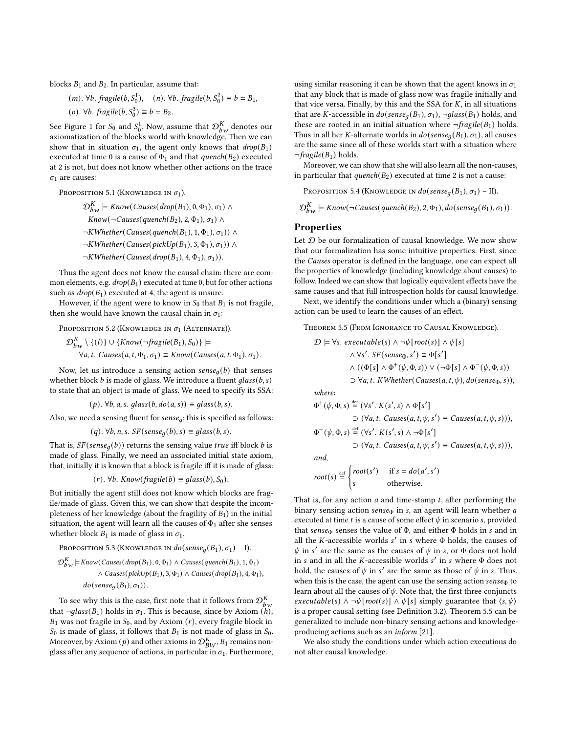blocks $B_1$ and $B_2$. In particular, assume that:

$$(m).\ \forall b.\ fragile(b, S_0^1), \quad (n).\ \forall b.\ fragile(b, S_0^2) \equiv b = B_1,$$

$$(o).\ \forall b.\ fragile(b, S_0^3) \equiv b = B_2.$$

See Figure 1 for $S_0$ and $S_0^1$. Now, assume that $\mathcal{D}^K_{bw}$ denotes our axiomatization of the blocks world with knowledge. Then we can show that in situation $\sigma_1$, the agent only knows that $drop(B_1)$ executed at time 0 is a cause of $\Phi_1$ and that $quench(B_2)$ executed at 2 is not, but does not know whether other actions on the trace $\sigma_1$ are causes:

Proposition 5.1 (Knowledge in $\sigma_1$).

$$\begin{aligned}
\mathcal{D}^K_{bw} \models\ & Know(Causes(drop(B_1), 0, \Phi_1), \sigma_1) \land \\
& Know(\neg Causes(quench(B_2), 2, \Phi_1), \sigma_1) \land \\
& \neg KWhether(Causes(quench(B_1), 1, \Phi_1), \sigma_1)) \land \\
& \neg KWhether(Causes(pickUp(B_1), 3, \Phi_1), \sigma_1)) \land \\
& \neg KWhether(Causes(drop(B_1), 4, \Phi_1), \sigma_1)).
\end{aligned}$$

Thus the agent does not know the causal chain: there are common elements, e.g. $drop(B_1)$ executed at time 0, but for other actions such as $drop(B_1)$ executed at 4, the agent is unsure.

However, if the agent were to know in $S_0$ that $B_1$ is not fragile, then she would have known the causal chain in $\sigma_1$:

Proposition 5.2 (Knowledge in $\sigma_1$ (Alternate)).

$$\begin{aligned}
& \mathcal{D}^K_{bw} \setminus \{(l)\} \cup \{Know(\neg fragile(B_1), S_0)\} \models \\
& \quad \forall a, t.\ Causes(a, t, \Phi_1, \sigma_1) \equiv Know(Causes(a, t, \Phi_1), \sigma_1).
\end{aligned}$$

Now, let us introduce a sensing action $sense_g(b)$ that senses whether block $b$ is made of glass. We introduce a fluent $glass(b, s)$ to state that an object is made of glass. We need to specify its SSA:

$$(p).\ \forall b, a, s.\ glass(b, do(a, s)) \equiv glass(b, s).$$

Also, we need a sensing fluent for $sense_g$; this is specified as follows:

$$(q).\ \forall b, n, s.\ SF(sense_g(b), s) \equiv glass(b, s).$$

That is, $SF(sense_g(b))$ returns the sensing value *true* iff block $b$ is made of glass. Finally, we need an associated initial state axiom, that, initially it is known that a block is fragile iff it is made of glass:

$$(r).\ \forall b.\ Know(fragile(b) \equiv glass(b), S_0).$$

But initially the agent still does not know which blocks are fragile/made of glass. Given this, we can show that despite the incompleteness of her knowledge (about the fragility of $B_1$) in the initial situation, the agent will learn all the causes of $\Phi_1$ after she senses whether block $B_1$ is made of glass in $\sigma_1$.

Proposition 5.3 (Knowledge in $do(sense_g(B_1), \sigma_1)$ – I).

$$\begin{aligned}
\mathcal{D}^K_{bw} \models\ & Know(Causes(drop(B_1), 0, \Phi_1) \land Causes(quench(B_1), 1, \Phi_1) \\
& \land Causes(pickUp(B_1), 3, \Phi_1) \land Causes(drop(B_1), 4, \Phi_1), \\
& do(sense_g(B_1), \sigma_1)).
\end{aligned}$$

To see why this is the case, first note that it follows from $\mathcal{D}^K_{bw}$ that $\neg glass(B_1)$ holds in $\sigma_1$. This is because, since by Axiom $(h)$, $B_1$ was not fragile in $S_0$, and by Axiom $(r)$, every fragile block in $S_0$ is made of glass, it follows that $B_1$ is not made of glass in $S_0$. Moreover, by Axiom $(p)$ and other axioms in $\mathcal{D}^K_{BW}$, $B_1$ remains non-glass after any sequence of actions, in particular in $\sigma_1$. Furthermore, using similar reasoning it can be shown that the agent knows in $\sigma_1$ that any block that is made of glass now was fragile initially and that vice versa. Finally, by this and the SSA for $K$, in all situations that are $K$-accessible in $do(sense_g(B_1), \sigma_1)$, $\neg glass(B_1)$ holds, and these are rooted in an initial situation where $\neg fragile(B_1)$ holds. Thus in all her $K$-alternate worlds in $do(sense_g(B_1), \sigma_1)$, all causes are the same since all of these worlds start with a situation where $\neg fragile(B_1)$ holds.

Moreover, we can show that she will also learn all the non-causes, in particular that $quench(B_2)$ executed at time 2 is not a cause:

Proposition 5.4 (Knowledge in $do(sense_g(B_1), \sigma_1)$ – II).

$$\mathcal{D}^K_{bw} \models Know(\neg Causes(quench(B_2), 2, \Phi_1), do(sense_g(B_1), \sigma_1)).$$

## Properties

Let $\mathcal{D}$ be our formalization of causal knowledge. We now show that our formalization has some intuitive properties. First, since the *Causes* operator is defined in the language, one can expect all the properties of knowledge (including knowledge about causes) to follow. Indeed we can show that logically equivalent effects have the same causes and that full introspection holds for causal knowledge.

Next, we identify the conditions under which a (binary) sensing action can be used to learn the causes of an effect.

Theorem 5.5 (From Ignorance to Causal Knowledge).

$$\begin{aligned}
\mathcal{D} \models\ & \forall s.\ executable(s) \land \neg\psi[root(s)] \land \psi[s] \\
& \land \forall s'.\ SF(sense_\Phi, s') \equiv \Phi[s'] \\
& \land ((\Phi[s] \land \Phi^+(\psi, \Phi, s)) \lor (\neg\Phi[s] \land \Phi^-(\psi, \Phi, s)) \\
& \supset \forall a, t.\ KWhether(Causes(a, t, \psi), do(sense_\Phi, s)),
\end{aligned}$$

*where:*

$$\begin{aligned}
\Phi^+(\psi, \Phi, s) &\stackrel{\text{def}}{=} (\forall s'.\ K(s', s) \land \Phi[s'] \\
&\qquad \supset (\forall a, t.\ Causes(a, t, \psi, s') \equiv Causes(a, t, \psi, s))), \\
\Phi^-(\psi, \Phi, s) &\stackrel{\text{def}}{=} (\forall s'.\ K(s', s) \land \neg\Phi[s'] \\
&\qquad \supset (\forall a, t.\ Causes(a, t, \psi, s') \equiv Causes(a, t, \psi, s))),
\end{aligned}$$

*and,*

$$root(s) \stackrel{\text{def}}{=} \begin{cases} root(s') & \text{if } s = do(a', s') \\ s & \text{otherwise.} \end{cases}$$

That is, for any action $a$ and time-stamp $t$, after performing the binary sensing action $sense_\Phi$ in $s$, an agent will learn whether $a$ executed at time $t$ is a cause of some effect $\psi$ in scenario $s$, provided that $sense_\Phi$ senses the value of $\Phi$, and either $\Phi$ holds in $s$ and in all the $K$-accessible worlds $s'$ in $s$ where $\Phi$ holds, the causes of $\psi$ in $s'$ are the same as the causes of $\psi$ in $s$, or $\Phi$ does not hold in $s$ and in all the $K$-accessible worlds $s'$ in $s$ where $\Phi$ does not hold, the causes of $\psi$ in $s'$ are the same as those of $\psi$ in $s$. Thus, when this is the case, the agent can use the sensing action $sense_\Phi$ to learn about all the causes of $\psi$. Note that, the first three conjuncts $executable(s) \land \neg\psi[root(s)] \land \psi[s]$ simply guarantee that $\langle s, \psi \rangle$ is a proper causal setting (see Definition 3.2). Theorem 5.5 can be generalized to include non-binary sensing actions and knowledge-producing actions such as an *inform* [21].

We also study the conditions under which action executions do not alter causal knowledge.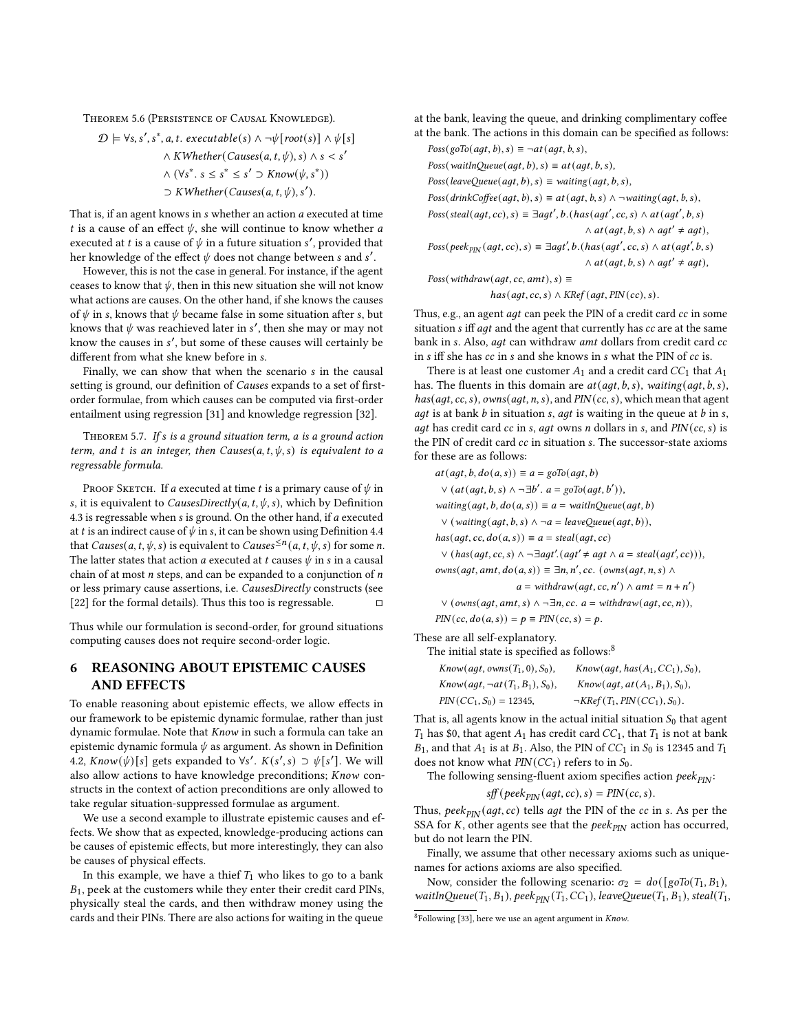Theorem 5.6 (Persistence of Causal Knowledge).

$$\begin{aligned}\mathcal{D} \models \forall s, s', s^*, a, t.\ & executable(s) \land \neg\psi[root(s)] \land \psi[s] \\ & \land KWhether(Causes(a, t, \psi), s) \land s < s' \\ & \land (\forall s^*.\ s \leq s^* \leq s' \supset Know(\psi, s^*)) \\ & \supset KWhether(Causes(a, t, \psi), s').\end{aligned}$$

That is, if an agent knows in $s$ whether an action $a$ executed at time $t$ is a cause of an effect $\psi$, she will continue to know whether $a$ executed at $t$ is a cause of $\psi$ in a future situation $s'$, provided that her knowledge of the effect $\psi$ does not change between $s$ and $s'$.

However, this is not the case in general. For instance, if the agent ceases to know that $\psi$, then in this new situation she will not know what actions are causes. On the other hand, if she knows the causes of $\psi$ in $s$, knows that $\psi$ became false in some situation after $s$, but knows that $\psi$ was reachieved later in $s'$, then she may or may not know the causes in $s'$, but some of these causes will certainly be different from what she knew before in $s$.

Finally, we can show that when the scenario $s$ in the causal setting is ground, our definition of *Causes* expands to a set of first-order formulae, from which causes can be computed via first-order entailment using regression [31] and knowledge regression [32].

Theorem 5.7. *If $s$ is a ground situation term, $a$ is a ground action term, and $t$ is an integer, then $Causes(a, t, \psi, s)$ is equivalent to a regressable formula.*

Proof Sketch. If $a$ executed at time $t$ is a primary cause of $\psi$ in $s$, it is equivalent to $CausesDirectly(a, t, \psi, s)$, which by Definition 4.3 is regressable when $s$ is ground. On the other hand, if $a$ executed at $t$ is an indirect cause of $\psi$ in $s$, it can be shown using Definition 4.4 that $Causes(a, t, \psi, s)$ is equivalent to $Causes^{\leq n}(a, t, \psi, s)$ for some $n$. The latter states that action $a$ executed at $t$ causes $\psi$ in $s$ in a causal chain of at most $n$ steps, and can be expanded to a conjunction of $n$ or less primary cause assertions, i.e. *CausesDirectly* constructs (see [22] for the formal details). Thus this too is regressable. □

Thus while our formulation is second-order, for ground situations computing causes does not require second-order logic.

## 6 REASONING ABOUT EPISTEMIC CAUSES AND EFFECTS

To enable reasoning about epistemic effects, we allow effects in our framework to be epistemic dynamic formulae, rather than just dynamic formulae. Note that *Know* in such a formula can take an epistemic dynamic formula $\psi$ as argument. As shown in Definition 4.2, $Know(\psi)[s]$ gets expanded to $\forall s'.\ K(s', s) \supset \psi[s']$. We will also allow actions to have knowledge preconditions; *Know* constructs in the context of action preconditions are only allowed to take regular situation-suppressed formulae as argument.

We use a second example to illustrate epistemic causes and effects. We show that as expected, knowledge-producing actions can be causes of epistemic effects, but more interestingly, they can also be causes of physical effects.

In this example, we have a thief $T_1$ who likes to go to a bank $B_1$, peek at the customers while they enter their credit card PINs, physically steal the cards, and then withdraw money using the cards and their PINs. There are also actions for waiting in the queue at the bank, leaving the queue, and drinking complimentary coffee at the bank. The actions in this domain can be specified as follows:

$$\begin{aligned}
& Poss(goTo(agt, b), s) \equiv \neg at(agt, b, s), \\
& Poss(waitInQueue(agt, b), s) \equiv at(agt, b, s), \\
& Poss(leaveQueue(agt, b), s) \equiv waiting(agt, b, s), \\
& Poss(drinkCoffee(agt, b), s) \equiv at(agt, b, s) \land \neg waiting(agt, b, s), \\
& Poss(steal(agt, cc), s) \equiv \exists agt', b.(has(agt', cc, s) \land at(agt', b, s) \\
& \qquad\qquad \land at(agt, b, s) \land agt' \neq agt), \\
& Poss(peek_{PIN}(agt, cc), s) \equiv \exists agt', b.(has(agt', cc, s) \land at(agt', b, s) \\
& \qquad\qquad \land at(agt, b, s) \land agt' \neq agt), \\
& Poss(withdraw(agt, cc, amt), s) \equiv \\
& \qquad\qquad has(agt, cc, s) \land KRef(agt, PIN(cc), s).
\end{aligned}$$

Thus, e.g., an agent $agt$ can peek the PIN of a credit card $cc$ in some situation $s$ iff $agt$ and the agent that currently has $cc$ are at the same bank in $s$. Also, $agt$ can withdraw $amt$ dollars from credit card $cc$ in $s$ iff she has $cc$ in $s$ and she knows in $s$ what the PIN of $cc$ is.

There is at least one customer $A_1$ and a credit card $CC_1$ that $A_1$ has. The fluents in this domain are $at(agt, b, s)$, $waiting(agt, b, s)$, $has(agt, cc, s)$, $owns(agt, n, s)$, and $PIN(cc, s)$, which mean that agent $agt$ is at bank $b$ in situation $s$, $agt$ is waiting in the queue at $b$ in $s$, $agt$ has credit card $cc$ in $s$, $agt$ owns $n$ dollars in $s$, and $PIN(cc, s)$ is the PIN of credit card $cc$ in situation $s$. The successor-state axioms for these are as follows:

$$\begin{aligned}
& at(agt, b, do(a, s)) \equiv a = goTo(agt, b) \\
& \quad \lor (at(agt, b, s) \land \neg\exists b'.\ a = goTo(agt, b')), \\
& waiting(agt, b, do(a, s)) \equiv a = waitInQueue(agt, b) \\
& \quad \lor (waiting(agt, b, s) \land \neg a = leaveQueue(agt, b)), \\
& has(agt, cc, do(a, s)) \equiv a = steal(agt, cc) \\
& \quad \lor (has(agt, cc, s) \land \neg\exists agt'.(agt' \neq agt \land a = steal(agt', cc))), \\
& owns(agt, amt, do(a, s)) \equiv \exists n, n', cc.\ (owns(agt, n, s) \land \\
& \qquad\qquad a = withdraw(agt, cc, n') \land amt = n + n') \\
& \quad \lor (owns(agt, amt, s) \land \neg\exists n, cc.\ a = withdraw(agt, cc, n)), \\
& PIN(cc, do(a, s)) = p \equiv PIN(cc, s) = p.
\end{aligned}$$

These are all self-explanatory.

The initial state is specified as follows:[8]

$$\begin{array}{ll}
Know(agt, owns(T_1, 0), S_0), & Know(agt, has(A_1, CC_1), S_0), \\
Know(agt, \neg at(T_1, B_1), S_0), & Know(agt, at(A_1, B_1), S_0), \\
PIN(CC_1, S_0) = 12345, & \neg KRef(T_1, PIN(CC_1), S_0).
\end{array}$$

That is, all agents know in the actual initial situation $S_0$ that agent $T_1$ has \$0, that agent $A_1$ has credit card $CC_1$, that $T_1$ is not at bank $B_1$, and that $A_1$ is at $B_1$. Also, the PIN of $CC_1$ in $S_0$ is 12345 and $T_1$ does not know what $PIN(CC_1)$ refers to in $S_0$.

The following sensing-fluent axiom specifies action $peek_{PIN}$:

$$sff(peek_{PIN}(agt, cc), s) = PIN(cc, s).$$

Thus, $peek_{PIN}(agt, cc)$ tells $agt$ the PIN of the $cc$ in $s$. As per the SSA for $K$, other agents see that the $peek_{PIN}$ action has occurred, but do not learn the PIN.

Finally, we assume that other necessary axioms such as unique-names for actions axioms are also specified.

Now, consider the following scenario: $\sigma_2 = do([goTo(T_1, B_1),$ $waitInQueue(T_1, B_1), peek_{PIN}(T_1, CC_1), leaveQueue(T_1, B_1), steal(T_1,$

[8] Following [33], here we use an agent argument in *Know*.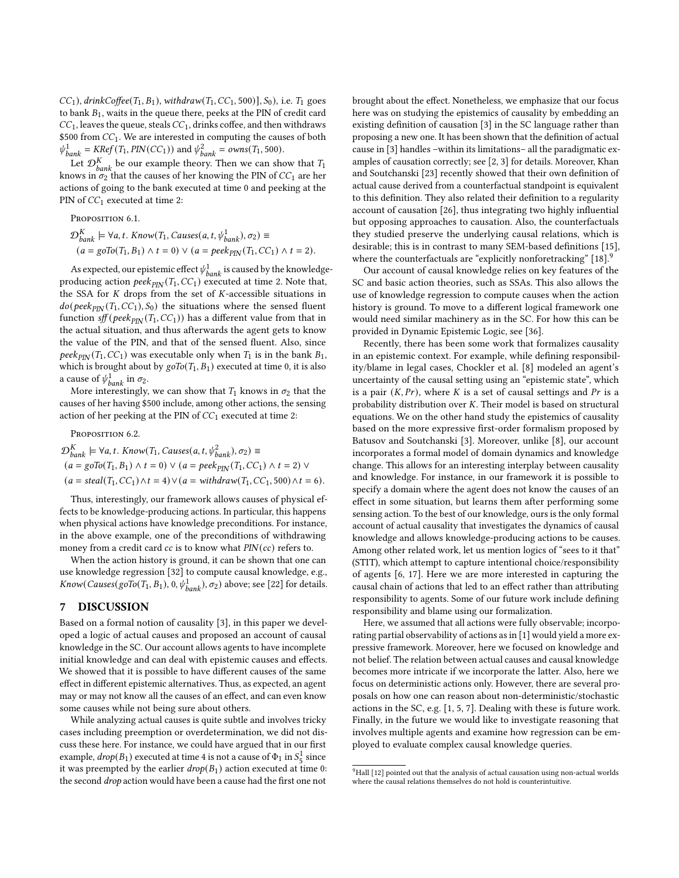$CC_1$), $drinkCoffee(T_1, B_1)$, $withdraw(T_1, CC_1, 500)], S_0)$, i.e. $T_1$ goes to bank $B_1$, waits in the queue there, peeks at the PIN of credit card $CC_1$, leaves the queue, steals $CC_1$, drinks coffee, and then withdraws \$500 from $CC_1$. We are interested in computing the causes of both $\psi^1_{bank} = KRef(T_1, PIN(CC_1))$ and $\psi^2_{bank} = owns(T_1, 500)$.

Let $\mathcal{D}^K_{bank}$ be our example theory. Then we can show that $T_1$ knows in $\sigma_2$ that the causes of her knowing the PIN of $CC_1$ are her actions of going to the bank executed at time 0 and peeking at the PIN of $CC_1$ executed at time 2:

Proposition 6.1.

$$\mathcal{D}^K_{bank} \models \forall a, t.\ Know(T_1, Causes(a, t, \psi^1_{bank}), \sigma_2) \equiv (a = goTo(T_1, B_1) \land t = 0) \lor (a = peek_{PIN}(T_1, CC_1) \land t = 2).$$

As expected, our epistemic effect $\psi^1_{bank}$ is caused by the knowledge-producing action $peek_{PIN}(T_1, CC_1)$ executed at time 2. Note that, the SSA for $K$ drops from the set of $K$-accessible situations in $do(peek_{PIN}(T_1, CC_1), S_0)$ the situations where the sensed fluent function $sff(peek_{PIN}(T_1, CC_1))$ has a different value from that in the actual situation, and thus afterwards the agent gets to know the value of the PIN, and that of the sensed fluent. Also, since $peek_{PIN}(T_1, CC_1)$ was executable only when $T_1$ is in the bank $B_1$, which is brought about by $goTo(T_1, B_1)$ executed at time 0, it is also a cause of $\psi^1_{bank}$ in $\sigma_2$.

More interestingly, we can show that $T_1$ knows in $\sigma_2$ that the causes of her having \$500 include, among other actions, the sensing action of her peeking at the PIN of $CC_1$ executed at time 2:

Proposition 6.2.

$$\mathcal{D}^K_{bank} \models \forall a, t.\ Know(T_1, Causes(a, t, \psi^2_{bank}), \sigma_2) \equiv (a = goTo(T_1, B_1) \land t = 0) \lor (a = peek_{PIN}(T_1, CC_1) \land t = 2) \lor (a = steal(T_1, CC_1) \land t = 4) \lor (a = withdraw(T_1, CC_1, 500) \land t = 6).$$

Thus, interestingly, our framework allows causes of physical effects to be knowledge-producing actions. In particular, this happens when physical actions have knowledge preconditions. For instance, in the above example, one of the preconditions of withdrawing money from a credit card $cc$ is to know what $PIN(cc)$ refers to.

When the action history is ground, it can be shown that one can use knowledge regression [32] to compute causal knowledge, e.g., $Know(Causes(goTo(T_1, B_1), 0, \psi^1_{bank}), \sigma_2)$ above; see [22] for details.

## 7 DISCUSSION

Based on a formal notion of causality [3], in this paper we developed a logic of actual causes and proposed an account of causal knowledge in the SC. Our account allows agents to have incomplete initial knowledge and can deal with epistemic causes and effects. We showed that it is possible to have different causes of the same effect in different epistemic alternatives. Thus, as expected, an agent may or may not know all the causes of an effect, and can even know some causes while not being sure about others.

While analyzing actual causes is quite subtle and involves tricky cases including preemption or overdetermination, we did not discuss these here. For instance, we could have argued that in our first example, $drop(B_1)$ executed at time 4 is not a cause of $\Phi_1$ in $S^1_5$ since it was preempted by the earlier $drop(B_1)$ action executed at time 0: the second $drop$ action would have been a cause had the first one not brought about the effect. Nonetheless, we emphasize that our focus here was on studying the epistemics of causality by embedding an existing definition of causation [3] in the SC language rather than proposing a new one. It has been shown that the definition of actual cause in [3] handles –within its limitations– all the paradigmatic examples of causation correctly; see [2, 3] for details. Moreover, Khan and Soutchanski [23] recently showed that their own definition of actual cause derived from a counterfactual standpoint is equivalent to this definition. They also related their definition to a regularity account of causation [26], thus integrating two highly influential but opposing approaches to causation. Also, the counterfactuals they studied preserve the underlying causal relations, which is desirable; this is in contrast to many SEM-based definitions [15], where the counterfactuals are "explicitly nonforetracking" [18].[9]

Our account of causal knowledge relies on key features of the SC and basic action theories, such as SSAs. This also allows the use of knowledge regression to compute causes when the action history is ground. To move to a different logical framework one would need similar machinery as in the SC. For how this can be provided in Dynamic Epistemic Logic, see [36].

Recently, there has been some work that formalizes causality in an epistemic context. For example, while defining responsibility/blame in legal cases, Chockler et al. [8] modeled an agent's uncertainty of the causal setting using an "epistemic state", which is a pair $(K, Pr)$, where $K$ is a set of causal settings and $Pr$ is a probability distribution over $K$. Their model is based on structural equations. We on the other hand study the epistemics of causality based on the more expressive first-order formalism proposed by Batusov and Soutchanski [3]. Moreover, unlike [8], our account incorporates a formal model of domain dynamics and knowledge change. This allows for an interesting interplay between causality and knowledge. For instance, in our framework it is possible to specify a domain where the agent does not know the causes of an effect in some situation, but learns them after performing some sensing action. To the best of our knowledge, ours is the only formal account of actual causality that investigates the dynamics of causal knowledge and allows knowledge-producing actions to be causes. Among other related work, let us mention logics of "sees to it that" (STIT), which attempt to capture intentional choice/responsibility of agents [6, 17]. Here we are more interested in capturing the causal chain of actions that led to an effect rather than attributing responsibility to agents. Some of our future work include defining responsibility and blame using our formalization.

Here, we assumed that all actions were fully observable; incorporating partial observability of actions as in [1] would yield a more expressive framework. Moreover, here we focused on knowledge and not belief. The relation between actual causes and causal knowledge becomes more intricate if we incorporate the latter. Also, here we focus on deterministic actions only. However, there are several proposals on how one can reason about non-deterministic/stochastic actions in the SC, e.g. [1, 5, 7]. Dealing with these is future work. Finally, in the future we would like to investigate reasoning that involves multiple agents and examine how regression can be employed to evaluate complex causal knowledge queries.

[9] Hall [12] pointed out that the analysis of actual causation using non-actual worlds where the causal relations themselves do not hold is counterintuitive.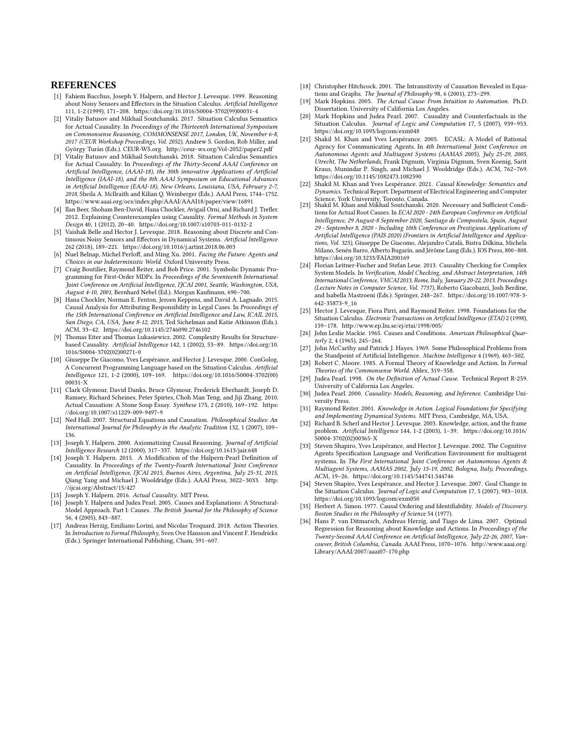## REFERENCES

- [1] Fahiem Bacchus, Joseph Y. Halpern, and Hector J. Levesque. 1999. Reasoning about Noisy Sensors and Effectors in the Situation Calculus. *Artificial Intelligence* 111, 1-2 (1999), 171–208. https://doi.org/10.1016/S0004-3702(99)00031-4
- [2] Vitaliy Batusov and Mikhail Soutchanski. 2017. Situation Calculus Semantics for Actual Causality. In *Proceedings of the Thirteenth International Symposium on Commonsense Reasoning, COMMONSENSE 2017, London, UK, November 6-8, 2017 (CEUR Workshop Proceedings, Vol. 2052)*, Andrew S. Gordon, Rob Miller, and György Turán (Eds.). CEUR-WS.org. http://ceur-ws.org/Vol-2052/paper2.pdf
- [3] Vitaliy Batusov and Mikhail Soutchanski. 2018. Situation Calculus Semantics for Actual Causality. In *Proceedings of the Thirty-Second AAAI Conference on Artificial Intelligence, (AAAI-18), the 30th innovative Applications of Artificial Intelligence (IAAI-18), and the 8th AAAI Symposium on Educational Advances in Artificial Intelligence (EAAI-18), New Orleans, Louisiana, USA, February 2-7, 2018*, Sheila A. McIlraith and Kilian Q. Weinberger (Eds.). AAAI Press, 1744–1752. https://www.aaai.org/ocs/index.php/AAAI/AAAI18/paper/view/16891
- [4] Ilan Beer, Shoham Ben-David, Hana Chockler, Avigail Orni, and Richard J. Trefler. 2012. Explaining Counterexamples using Causality. *Formal Methods in System Design* 40, 1 (2012), 20–40. https://doi.org/10.1007/s10703-011-0132-2
- [5] Vaishak Belle and Hector J. Levesque. 2018. Reasoning about Discrete and Continuous Noisy Sensors and Effectors in Dynamical Systems. *Artificial Intelligence* 262 (2018), 189–221. https://doi.org/10.1016/j.artint.2018.06.003
- [6] Nuel Belnap, Michel Perloff, and Ming Xu. 2001. *Facing the Future: Agents and Choices in our Indeterministic World.* Oxford University Press.
- [7] Craig Boutilier, Raymond Reiter, and Bob Price. 2001. Symbolic Dynamic Programming for First-Order MDPs. In *Proceedings of the Seventeenth International Joint Conference on Artificial Intelligence, IJCAI 2001, Seattle, Washington, USA, August 4-10, 2001*, Bernhard Nebel (Ed.). Morgan Kaufmann, 690–700.
- [8] Hana Chockler, Norman E. Fenton, Jeroen Keppens, and David A. Lagnado. 2015. Causal Analysis for Attributing Responsibility in Legal Cases. In *Proceedings of the 15th International Conference on Artificial Intelligence and Law, ICAIL 2015, San Diego, CA, USA, June 8-12, 2015*, Ted Sichelman and Katie Atkinson (Eds.). ACM, 33–42. https://doi.org/10.1145/2746090.2746102
- [9] Thomas Eiter and Thomas Lukasiewicz. 2002. Complexity Results for Structure-based Causality. *Artificial Intelligence* 142, 1 (2002), 53–89. https://doi.org/10.1016/S0004-3702(02)00271-0
- [10] Giuseppe De Giacomo, Yves Lespérance, and Hector J. Levesque. 2000. ConGolog, A Concurrent Programming Language based on the Situation Calculus. *Artificial Intelligence* 121, 1-2 (2000), 109–169. https://doi.org/10.1016/S0004-3702(00)00031-X
- [11] Clark Glymour, David Danks, Bruce Glymour, Frederick Eberhardt, Joseph D. Ramsey, Richard Scheines, Peter Spirtes, Choh Man Teng, and Jiji Zhang. 2010. Actual Causation: A Stone Soup Essay. *Synthese* 175, 2 (2010), 169–192. https://doi.org/10.1007/s11229-009-9497-9
- [12] Ned Hall. 2007. Structural Equations and Causation. *Philosophical Studies: An International Journal for Philosophy in the Analytic Tradition* 132, 1 (2007), 109–136.
- [13] Joseph Y. Halpern. 2000. Axiomatizing Causal Reasoning. *Journal of Artificial Intelligence Research* 12 (2000), 317–337. https://doi.org/10.1613/jair.648
- [14] Joseph Y. Halpern. 2015. A Modification of the Halpern-Pearl Definition of Causality. In *Proceedings of the Twenty-Fourth International Joint Conference on Artificial Intelligence, IJCAI 2015, Buenos Aires, Argentina, July 25-31, 2015*, Qiang Yang and Michael J. Wooldridge (Eds.). AAAI Press, 3022–3033. http://ijcai.org/Abstract/15/427
- [15] Joseph Y. Halpern. 2016. *Actual Causality.* MIT Press.
- [16] Joseph Y. Halpern and Judea Pearl. 2005. Causes and Explanations: A Structural-Model Approach. Part I: Causes. *The British Journal for the Philosophy of Science* 56, 4 (2005), 843–887.
- [17] Andreas Herzig, Emiliano Lorini, and Nicolas Troquard. 2018. Action Theories. In *Introduction to Formal Philosophy*, Sven Ove Hansson and Vincent F. Hendricks (Eds.). Springer International Publishing, Cham, 591–607.
- [18] Christopher Hitchcock. 2001. The Intransitivity of Causation Revealed in Equations and Graphs. *The Journal of Philosophy* 98, 6 (2001), 273–299.
- [19] Mark Hopkins. 2005. *The Actual Cause: From Intuition to Automation.* Ph.D. Dissertation. University of California Los Angeles.
- [20] Mark Hopkins and Judea Pearl. 2007. Causality and Counterfactuals in the Situation Calculus. *Journal of Logic and Computation* 17, 5 (2007), 939–953. https://doi.org/10.1093/logcom/exm048
- [21] Shakil M. Khan and Yves Lespérance. 2005. ECASL: A Model of Rational Agency for Communicating Agents. In *4th International Joint Conference on Autonomous Agents and Multiagent Systems (AAMAS 2005), July 25-29, 2005, Utrecht, The Netherlands*, Frank Dignum, Virginia Dignum, Sven Koenig, Sarit Kraus, Munindar P. Singh, and Michael J. Wooldridge (Eds.). ACM, 762–769. https://doi.org/10.1145/1082473.1082590
- [22] Shakil M. Khan and Yves Lespérance. 2021. *Causal Knowledge: Semantics and Dynamics.* Technical Report. Department of Electrical Engineering and Computer Science, York University, Toronto, Canada.
- [23] Shakil M. Khan and Mikhail Soutchanski. 2020. Necessary and Sufficient Conditions for Actual Root Causes. In *ECAI 2020 - 24th European Conference on Artificial Intelligence, 29 August-8 September 2020, Santiago de Compostela, Spain, August 29 - September 8, 2020 - Including 10th Conference on Prestigious Applications of Artificial Intelligence (PAIS 2020) (Frontiers in Artificial Intelligence and Applications, Vol. 325)*, Giuseppe De Giacomo, Alejandro Catalá, Bistra Dilkina, Michela Milano, Senén Barro, Alberto Bugarín, and Jérôme Lang (Eds.). IOS Press, 800–808. https://doi.org/10.3233/FAIA200169
- [24] Florian Leitner-Fischer and Stefan Leue. 2013. Causality Checking for Complex System Models. In *Verification, Model Checking, and Abstract Interpretation, 14th International Conference, VMCAI 2013, Rome, Italy, January 20-22, 2013. Proceedings (Lecture Notes in Computer Science, Vol. 7737)*, Roberto Giacobazzi, Josh Berdine, and Isabella Mastroeni (Eds.). Springer, 248–267. https://doi.org/10.1007/978-3-642-35873-9_16
- [25] Hector J. Levesque, Fiora Pirri, and Raymond Reiter. 1998. Foundations for the Situation Calculus. *Electronic Transactions on Artificial Intelligence (ETAI)* 2 (1998), 159–178. http://www.ep.liu.se/ej/etai/1998/005/
- [26] John Leslie Mackie. 1965. Causes and Conditions. *American Philosophical Quarterly* 2, 4 (1965), 245–264.
- [27] John McCarthy and Patrick J. Hayes. 1969. Some Philosophical Problems from the Standpoint of Artificial Intelligence. *Machine Intelligence* 4 (1969), 463–502.
- [28] Robert C. Moore. 1985. A Formal Theory of Knowledge and Action. In *Formal Theories of the Commonsense World.* Ablex, 319–358.
- [29] Judea Pearl. 1998. *On the Definition of Actual Cause.* Technical Report R-259. University of California Los Angeles.
- [30] Judea Pearl. 2000. *Causality: Models, Reasoning, and Inference.* Cambridge University Press.
- [31] Raymond Reiter. 2001. *Knowledge in Action. Logical Foundations for Specifying and Implementing Dynamical Systems.* MIT Press, Cambridge, MA, USA.
- [32] Richard B. Scherl and Hector J. Levesque. 2003. Knowledge, action, and the frame problem. *Artificial Intelligence* 144, 1-2 (2003), 1–39. https://doi.org/10.1016/S0004-3702(02)00365-X
- [33] Steven Shapiro, Yves Lespérance, and Hector J. Levesque. 2002. The Cognitive Agents Specification Language and Verification Environment for multiagent systems. In *The First International Joint Conference on Autonomous Agents & Multiagent Systems, AAMAS 2002, July 15-19, 2002, Bologna, Italy, Proceedings.* ACM, 19–26. https://doi.org/10.1145/544741.544746
- [34] Steven Shapiro, Yves Lespérance, and Hector J. Levesque. 2007. Goal Change in the Situation Calculus. *Journal of Logic and Computation* 17, 5 (2007), 983–1018. https://doi.org/10.1093/logcom/exm050
- [35] Herbert A. Simon. 1977. Causal Ordering and Identifiability. *Models of Discovery. Boston Studies in the Philosophy of Science* 54 (1977).
- [36] Hans P. van Ditmarsch, Andreas Herzig, and Tiago de Lima. 2007. Optimal Regression for Reasoning about Knowledge and Actions. In *Proceedings of the Twenty-Second AAAI Conference on Artificial Intelligence, July 22-26, 2007, Vancouver, British Columbia, Canada.* AAAI Press, 1070–1076. http://www.aaai.org/Library/AAAI/2007/aaai07-170.php